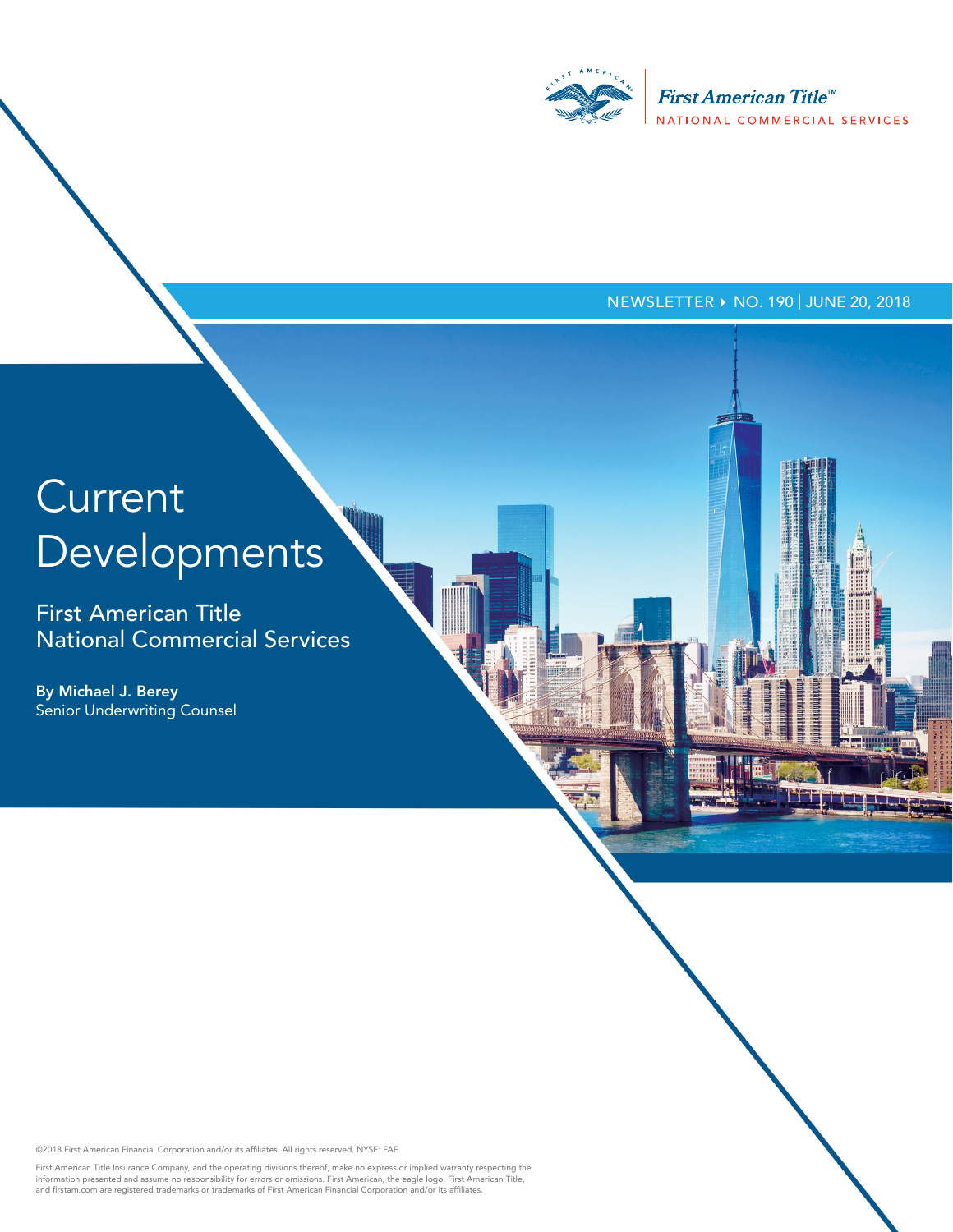First American Title™
NATIONAL COMMERCIAL SERVICES

NEWSLETTER ▸ NO. 190 | JUNE 20, 2018

# Current Developments

## First American Title National Commercial Services

**By Michael J. Berey**
Senior Underwriting Counsel

©2018 First American Financial Corporation and/or its affiliates. All rights reserved. NYSE: FAF

First American Title Insurance Company, and the operating divisions thereof, make no express or implied warranty respecting the information presented and assume no responsibility for errors or omissions. First American, the eagle logo, First American Title, and firstam.com are registered trademarks or trademarks of First American Financial Corporation and/or its affiliates.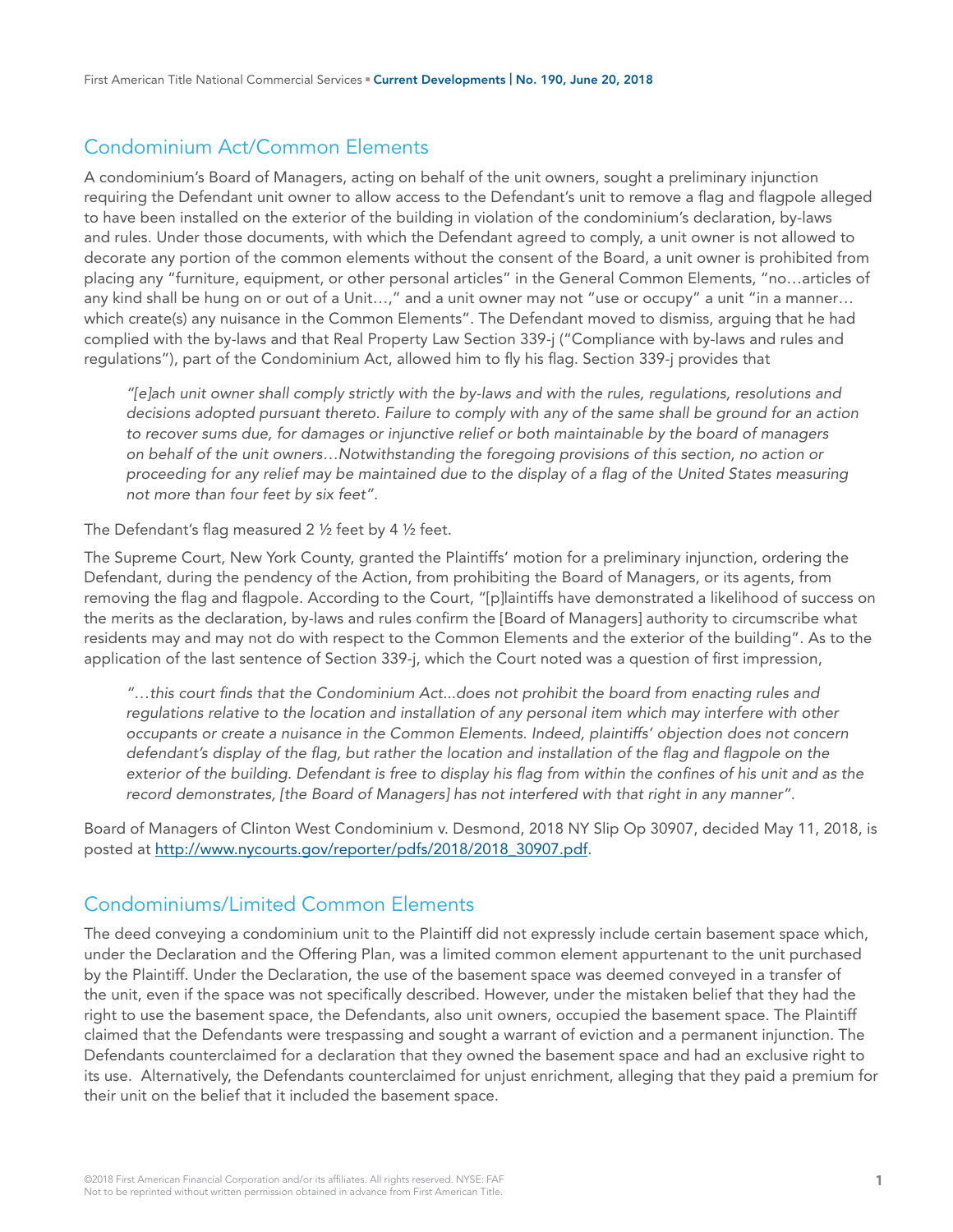## Condominium Act/Common Elements

A condominium's Board of Managers, acting on behalf of the unit owners, sought a preliminary injunction requiring the Defendant unit owner to allow access to the Defendant's unit to remove a flag and flagpole alleged to have been installed on the exterior of the building in violation of the condominium's declaration, by-laws and rules. Under those documents, with which the Defendant agreed to comply, a unit owner is not allowed to decorate any portion of the common elements without the consent of the Board, a unit owner is prohibited from placing any "furniture, equipment, or other personal articles" in the General Common Elements, "no…articles of any kind shall be hung on or out of a Unit…," and a unit owner may not "use or occupy" a unit "in a manner… which create(s) any nuisance in the Common Elements". The Defendant moved to dismiss, arguing that he had complied with the by-laws and that Real Property Law Section 339-j ("Compliance with by-laws and rules and regulations"), part of the Condominium Act, allowed him to fly his flag. Section 339-j provides that

> *"[e]ach unit owner shall comply strictly with the by-laws and with the rules, regulations, resolutions and decisions adopted pursuant thereto. Failure to comply with any of the same shall be ground for an action to recover sums due, for damages or injunctive relief or both maintainable by the board of managers on behalf of the unit owners…Notwithstanding the foregoing provisions of this section, no action or proceeding for any relief may be maintained due to the display of a flag of the United States measuring not more than four feet by six feet".*

The Defendant's flag measured 2 ½ feet by 4 ½ feet.

The Supreme Court, New York County, granted the Plaintiffs' motion for a preliminary injunction, ordering the Defendant, during the pendency of the Action, from prohibiting the Board of Managers, or its agents, from removing the flag and flagpole. According to the Court, "[p]laintiffs have demonstrated a likelihood of success on the merits as the declaration, by-laws and rules confirm the [Board of Managers] authority to circumscribe what residents may and may not do with respect to the Common Elements and the exterior of the building". As to the application of the last sentence of Section 339-j, which the Court noted was a question of first impression,

> *"…this court finds that the Condominium Act...does not prohibit the board from enacting rules and regulations relative to the location and installation of any personal item which may interfere with other occupants or create a nuisance in the Common Elements. Indeed, plaintiffs' objection does not concern defendant's display of the flag, but rather the location and installation of the flag and flagpole on the exterior of the building. Defendant is free to display his flag from within the confines of his unit and as the record demonstrates, [the Board of Managers] has not interfered with that right in any manner".*

Board of Managers of Clinton West Condominium v. Desmond, 2018 NY Slip Op 30907, decided May 11, 2018, is posted at [http://www.nycourts.gov/reporter/pdfs/2018/2018_30907.pdf](http://www.nycourts.gov/reporter/pdfs/2018/2018_30907.pdf).

## Condominiums/Limited Common Elements

The deed conveying a condominium unit to the Plaintiff did not expressly include certain basement space which, under the Declaration and the Offering Plan, was a limited common element appurtenant to the unit purchased by the Plaintiff. Under the Declaration, the use of the basement space was deemed conveyed in a transfer of the unit, even if the space was not specifically described. However, under the mistaken belief that they had the right to use the basement space, the Defendants, also unit owners, occupied the basement space. The Plaintiff claimed that the Defendants were trespassing and sought a warrant of eviction and a permanent injunction. The Defendants counterclaimed for a declaration that they owned the basement space and had an exclusive right to its use. Alternatively, the Defendants counterclaimed for unjust enrichment, alleging that they paid a premium for their unit on the belief that it included the basement space.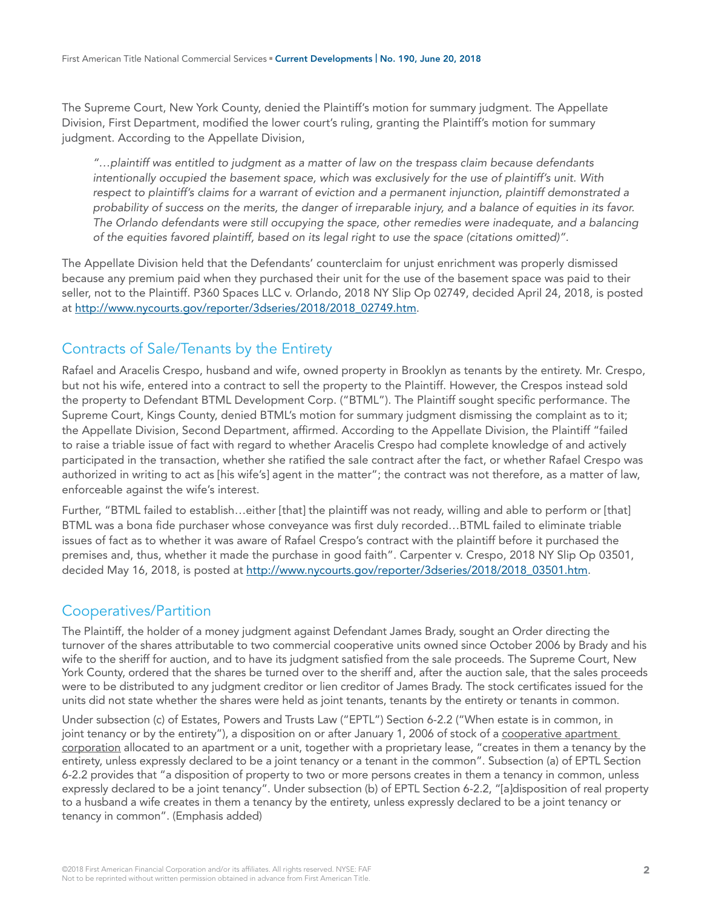The Supreme Court, New York County, denied the Plaintiff's motion for summary judgment. The Appellate Division, First Department, modified the lower court's ruling, granting the Plaintiff's motion for summary judgment. According to the Appellate Division,

> *"…plaintiff was entitled to judgment as a matter of law on the trespass claim because defendants intentionally occupied the basement space, which was exclusively for the use of plaintiff's unit. With respect to plaintiff's claims for a warrant of eviction and a permanent injunction, plaintiff demonstrated a probability of success on the merits, the danger of irreparable injury, and a balance of equities in its favor. The Orlando defendants were still occupying the space, other remedies were inadequate, and a balancing of the equities favored plaintiff, based on its legal right to use the space (citations omitted)".*

The Appellate Division held that the Defendants' counterclaim for unjust enrichment was properly dismissed because any premium paid when they purchased their unit for the use of the basement space was paid to their seller, not to the Plaintiff. P360 Spaces LLC v. Orlando, 2018 NY Slip Op 02749, decided April 24, 2018, is posted at http://www.nycourts.gov/reporter/3dseries/2018/2018_02749.htm.

## Contracts of Sale/Tenants by the Entirety

Rafael and Aracelis Crespo, husband and wife, owned property in Brooklyn as tenants by the entirety. Mr. Crespo, but not his wife, entered into a contract to sell the property to the Plaintiff. However, the Crespos instead sold the property to Defendant BTML Development Corp. ("BTML"). The Plaintiff sought specific performance. The Supreme Court, Kings County, denied BTML's motion for summary judgment dismissing the complaint as to it; the Appellate Division, Second Department, affirmed. According to the Appellate Division, the Plaintiff "failed to raise a triable issue of fact with regard to whether Aracelis Crespo had complete knowledge of and actively participated in the transaction, whether she ratified the sale contract after the fact, or whether Rafael Crespo was authorized in writing to act as [his wife's] agent in the matter"; the contract was not therefore, as a matter of law, enforceable against the wife's interest.

Further, "BTML failed to establish…either [that] the plaintiff was not ready, willing and able to perform or [that] BTML was a bona fide purchaser whose conveyance was first duly recorded…BTML failed to eliminate triable issues of fact as to whether it was aware of Rafael Crespo's contract with the plaintiff before it purchased the premises and, thus, whether it made the purchase in good faith". Carpenter v. Crespo, 2018 NY Slip Op 03501, decided May 16, 2018, is posted at http://www.nycourts.gov/reporter/3dseries/2018/2018_03501.htm.

## Cooperatives/Partition

The Plaintiff, the holder of a money judgment against Defendant James Brady, sought an Order directing the turnover of the shares attributable to two commercial cooperative units owned since October 2006 by Brady and his wife to the sheriff for auction, and to have its judgment satisfied from the sale proceeds. The Supreme Court, New York County, ordered that the shares be turned over to the sheriff and, after the auction sale, that the sales proceeds were to be distributed to any judgment creditor or lien creditor of James Brady. The stock certificates issued for the units did not state whether the shares were held as joint tenants, tenants by the entirety or tenants in common.

Under subsection (c) of Estates, Powers and Trusts Law ("EPTL") Section 6-2.2 ("When estate is in common, in joint tenancy or by the entirety"), a disposition on or after January 1, 2006 of stock of a <u>cooperative apartment corporation</u> allocated to an apartment or a unit, together with a proprietary lease, "creates in them a tenancy by the entirety, unless expressly declared to be a joint tenancy or a tenant in the common". Subsection (a) of EPTL Section 6-2.2 provides that "a disposition of property to two or more persons creates in them a tenancy in common, unless expressly declared to be a joint tenancy". Under subsection (b) of EPTL Section 6-2.2, "[a]disposition of real property to a husband a wife creates in them a tenancy by the entirety, unless expressly declared to be a joint tenancy or tenancy in common". (Emphasis added)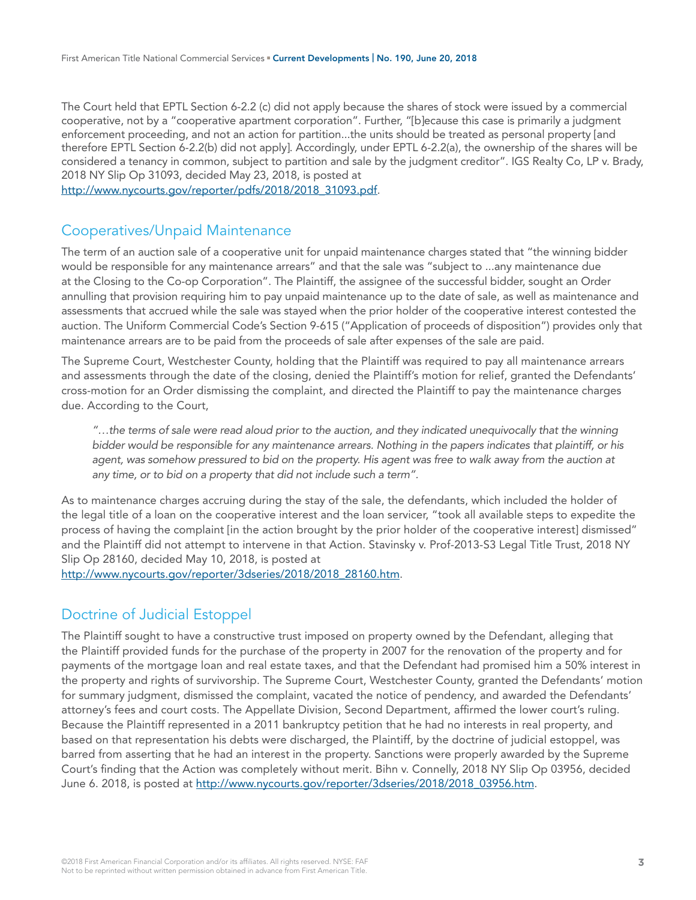The Court held that EPTL Section 6-2.2 (c) did not apply because the shares of stock were issued by a commercial cooperative, not by a "cooperative apartment corporation". Further, "[b]ecause this case is primarily a judgment enforcement proceeding, and not an action for partition...the units should be treated as personal property [and therefore EPTL Section 6-2.2(b) did not apply]. Accordingly, under EPTL 6-2.2(a), the ownership of the shares will be considered a tenancy in common, subject to partition and sale by the judgment creditor". IGS Realty Co, LP v. Brady, 2018 NY Slip Op 31093, decided May 23, 2018, is posted at http://www.nycourts.gov/reporter/pdfs/2018/2018_31093.pdf.

## Cooperatives/Unpaid Maintenance

The term of an auction sale of a cooperative unit for unpaid maintenance charges stated that "the winning bidder would be responsible for any maintenance arrears" and that the sale was "subject to ...any maintenance due at the Closing to the Co-op Corporation". The Plaintiff, the assignee of the successful bidder, sought an Order annulling that provision requiring him to pay unpaid maintenance up to the date of sale, as well as maintenance and assessments that accrued while the sale was stayed when the prior holder of the cooperative interest contested the auction. The Uniform Commercial Code's Section 9-615 ("Application of proceeds of disposition") provides only that maintenance arrears are to be paid from the proceeds of sale after expenses of the sale are paid.

The Supreme Court, Westchester County, holding that the Plaintiff was required to pay all maintenance arrears and assessments through the date of the closing, denied the Plaintiff's motion for relief, granted the Defendants' cross-motion for an Order dismissing the complaint, and directed the Plaintiff to pay the maintenance charges due. According to the Court,

> *"…the terms of sale were read aloud prior to the auction, and they indicated unequivocally that the winning bidder would be responsible for any maintenance arrears. Nothing in the papers indicates that plaintiff, or his agent, was somehow pressured to bid on the property. His agent was free to walk away from the auction at any time, or to bid on a property that did not include such a term".*

As to maintenance charges accruing during the stay of the sale, the defendants, which included the holder of the legal title of a loan on the cooperative interest and the loan servicer, "took all available steps to expedite the process of having the complaint [in the action brought by the prior holder of the cooperative interest] dismissed" and the Plaintiff did not attempt to intervene in that Action. Stavinsky v. Prof-2013-S3 Legal Title Trust, 2018 NY Slip Op 28160, decided May 10, 2018, is posted at http://www.nycourts.gov/reporter/3dseries/2018/2018_28160.htm.

## Doctrine of Judicial Estoppel

The Plaintiff sought to have a constructive trust imposed on property owned by the Defendant, alleging that the Plaintiff provided funds for the purchase of the property in 2007 for the renovation of the property and for payments of the mortgage loan and real estate taxes, and that the Defendant had promised him a 50% interest in the property and rights of survivorship. The Supreme Court, Westchester County, granted the Defendants' motion for summary judgment, dismissed the complaint, vacated the notice of pendency, and awarded the Defendants' attorney's fees and court costs. The Appellate Division, Second Department, affirmed the lower court's ruling. Because the Plaintiff represented in a 2011 bankruptcy petition that he had no interests in real property, and based on that representation his debts were discharged, the Plaintiff, by the doctrine of judicial estoppel, was barred from asserting that he had an interest in the property. Sanctions were properly awarded by the Supreme Court's finding that the Action was completely without merit. Bihn v. Connelly, 2018 NY Slip Op 03956, decided June 6. 2018, is posted at http://www.nycourts.gov/reporter/3dseries/2018/2018_03956.htm.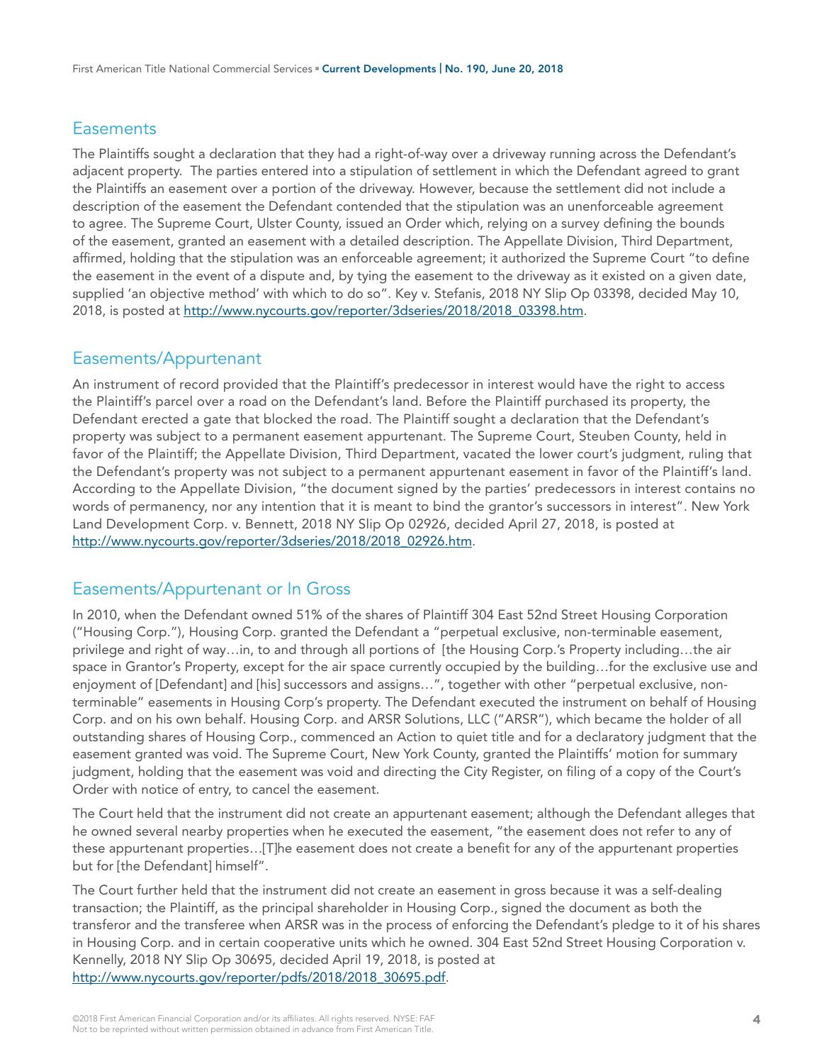## Easements

The Plaintiffs sought a declaration that they had a right-of-way over a driveway running across the Defendant's adjacent property. The parties entered into a stipulation of settlement in which the Defendant agreed to grant the Plaintiffs an easement over a portion of the driveway. However, because the settlement did not include a description of the easement the Defendant contended that the stipulation was an unenforceable agreement to agree. The Supreme Court, Ulster County, issued an Order which, relying on a survey defining the bounds of the easement, granted an easement with a detailed description. The Appellate Division, Third Department, affirmed, holding that the stipulation was an enforceable agreement; it authorized the Supreme Court "to define the easement in the event of a dispute and, by tying the easement to the driveway as it existed on a given date, supplied 'an objective method' with which to do so". Key v. Stefanis, 2018 NY Slip Op 03398, decided May 10, 2018, is posted at http://www.nycourts.gov/reporter/3dseries/2018/2018_03398.htm.

## Easements/Appurtenant

An instrument of record provided that the Plaintiff's predecessor in interest would have the right to access the Plaintiff's parcel over a road on the Defendant's land. Before the Plaintiff purchased its property, the Defendant erected a gate that blocked the road. The Plaintiff sought a declaration that the Defendant's property was subject to a permanent easement appurtenant. The Supreme Court, Steuben County, held in favor of the Plaintiff; the Appellate Division, Third Department, vacated the lower court's judgment, ruling that the Defendant's property was not subject to a permanent appurtenant easement in favor of the Plaintiff's land. According to the Appellate Division, "the document signed by the parties' predecessors in interest contains no words of permanency, nor any intention that it is meant to bind the grantor's successors in interest". New York Land Development Corp. v. Bennett, 2018 NY Slip Op 02926, decided April 27, 2018, is posted at http://www.nycourts.gov/reporter/3dseries/2018/2018_02926.htm.

## Easements/Appurtenant or In Gross

In 2010, when the Defendant owned 51% of the shares of Plaintiff 304 East 52nd Street Housing Corporation ("Housing Corp."), Housing Corp. granted the Defendant a "perpetual exclusive, non-terminable easement, privilege and right of way…in, to and through all portions of [the Housing Corp.'s Property including…the air space in Grantor's Property, except for the air space currently occupied by the building…for the exclusive use and enjoyment of [Defendant] and [his] successors and assigns…", together with other "perpetual exclusive, non-terminable" easements in Housing Corp's property. The Defendant executed the instrument on behalf of Housing Corp. and on his own behalf. Housing Corp. and ARSR Solutions, LLC ("ARSR"), which became the holder of all outstanding shares of Housing Corp., commenced an Action to quiet title and for a declaratory judgment that the easement granted was void. The Supreme Court, New York County, granted the Plaintiffs' motion for summary judgment, holding that the easement was void and directing the City Register, on filing of a copy of the Court's Order with notice of entry, to cancel the easement.

The Court held that the instrument did not create an appurtenant easement; although the Defendant alleges that he owned several nearby properties when he executed the easement, "the easement does not refer to any of these appurtenant properties…[T]he easement does not create a benefit for any of the appurtenant properties but for [the Defendant] himself".

The Court further held that the instrument did not create an easement in gross because it was a self-dealing transaction; the Plaintiff, as the principal shareholder in Housing Corp., signed the document as both the transferor and the transferee when ARSR was in the process of enforcing the Defendant's pledge to it of his shares in Housing Corp. and in certain cooperative units which he owned. 304 East 52nd Street Housing Corporation v. Kennelly, 2018 NY Slip Op 30695, decided April 19, 2018, is posted at http://www.nycourts.gov/reporter/pdfs/2018/2018_30695.pdf.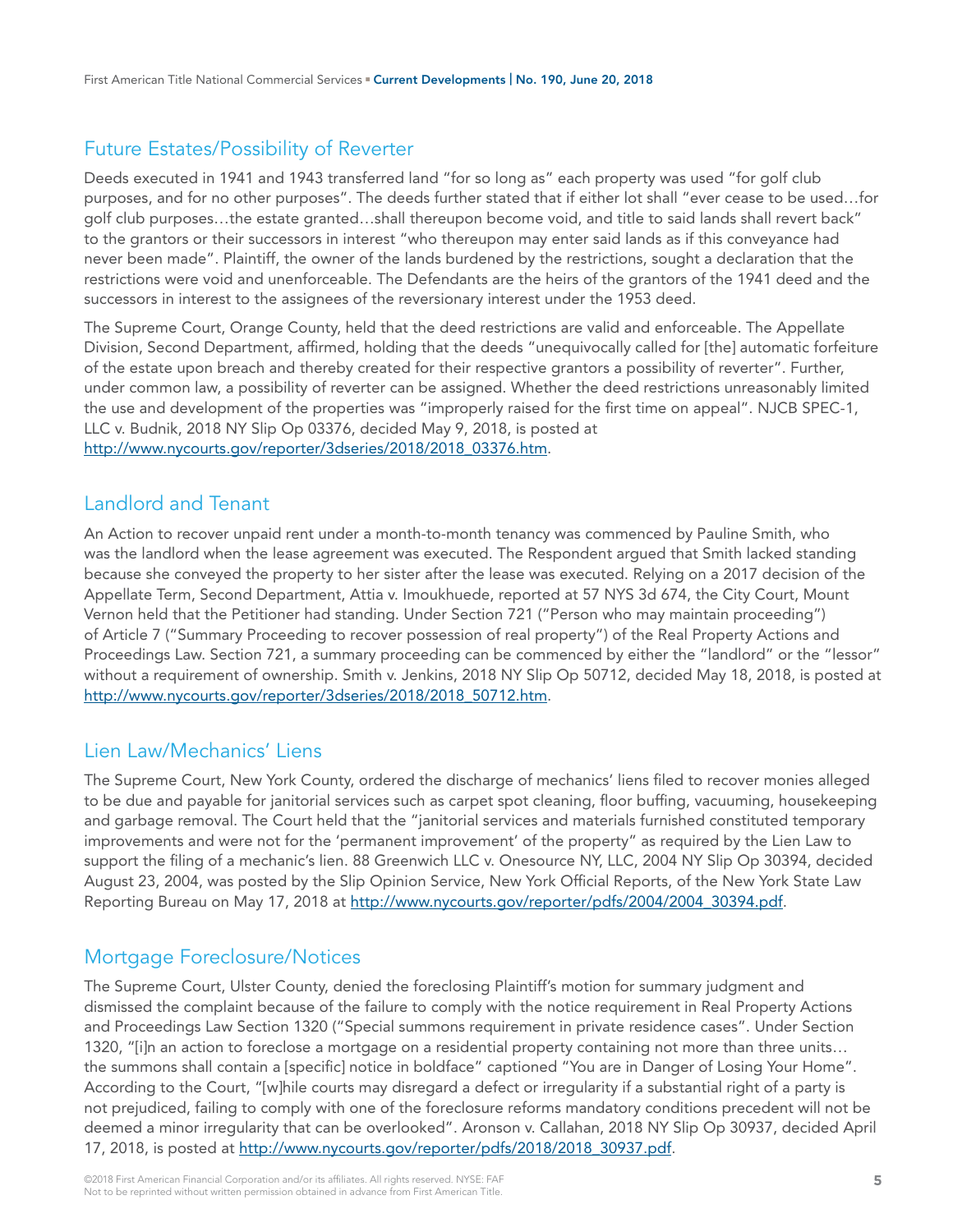## Future Estates/Possibility of Reverter

Deeds executed in 1941 and 1943 transferred land "for so long as" each property was used "for golf club purposes, and for no other purposes". The deeds further stated that if either lot shall "ever cease to be used…for golf club purposes…the estate granted…shall thereupon become void, and title to said lands shall revert back" to the grantors or their successors in interest "who thereupon may enter said lands as if this conveyance had never been made". Plaintiff, the owner of the lands burdened by the restrictions, sought a declaration that the restrictions were void and unenforceable. The Defendants are the heirs of the grantors of the 1941 deed and the successors in interest to the assignees of the reversionary interest under the 1953 deed.

The Supreme Court, Orange County, held that the deed restrictions are valid and enforceable. The Appellate Division, Second Department, affirmed, holding that the deeds "unequivocally called for [the] automatic forfeiture of the estate upon breach and thereby created for their respective grantors a possibility of reverter". Further, under common law, a possibility of reverter can be assigned. Whether the deed restrictions unreasonably limited the use and development of the properties was "improperly raised for the first time on appeal". NJCB SPEC-1, LLC v. Budnik, 2018 NY Slip Op 03376, decided May 9, 2018, is posted at http://www.nycourts.gov/reporter/3dseries/2018/2018_03376.htm.

## Landlord and Tenant

An Action to recover unpaid rent under a month-to-month tenancy was commenced by Pauline Smith, who was the landlord when the lease agreement was executed. The Respondent argued that Smith lacked standing because she conveyed the property to her sister after the lease was executed. Relying on a 2017 decision of the Appellate Term, Second Department, Attia v. Imoukhuede, reported at 57 NYS 3d 674, the City Court, Mount Vernon held that the Petitioner had standing. Under Section 721 ("Person who may maintain proceeding") of Article 7 ("Summary Proceeding to recover possession of real property") of the Real Property Actions and Proceedings Law. Section 721, a summary proceeding can be commenced by either the "landlord" or the "lessor" without a requirement of ownership. Smith v. Jenkins, 2018 NY Slip Op 50712, decided May 18, 2018, is posted at http://www.nycourts.gov/reporter/3dseries/2018/2018_50712.htm.

## Lien Law/Mechanics' Liens

The Supreme Court, New York County, ordered the discharge of mechanics' liens filed to recover monies alleged to be due and payable for janitorial services such as carpet spot cleaning, floor buffing, vacuuming, housekeeping and garbage removal. The Court held that the "janitorial services and materials furnished constituted temporary improvements and were not for the 'permanent improvement' of the property" as required by the Lien Law to support the filing of a mechanic's lien. 88 Greenwich LLC v. Onesource NY, LLC, 2004 NY Slip Op 30394, decided August 23, 2004, was posted by the Slip Opinion Service, New York Official Reports, of the New York State Law Reporting Bureau on May 17, 2018 at http://www.nycourts.gov/reporter/pdfs/2004/2004_30394.pdf.

## Mortgage Foreclosure/Notices

The Supreme Court, Ulster County, denied the foreclosing Plaintiff's motion for summary judgment and dismissed the complaint because of the failure to comply with the notice requirement in Real Property Actions and Proceedings Law Section 1320 ("Special summons requirement in private residence cases". Under Section 1320, "[i]n an action to foreclose a mortgage on a residential property containing not more than three units… the summons shall contain a [specific] notice in boldface" captioned "You are in Danger of Losing Your Home". According to the Court, "[w]hile courts may disregard a defect or irregularity if a substantial right of a party is not prejudiced, failing to comply with one of the foreclosure reforms mandatory conditions precedent will not be deemed a minor irregularity that can be overlooked". Aronson v. Callahan, 2018 NY Slip Op 30937, decided April 17, 2018, is posted at http://www.nycourts.gov/reporter/pdfs/2018/2018_30937.pdf.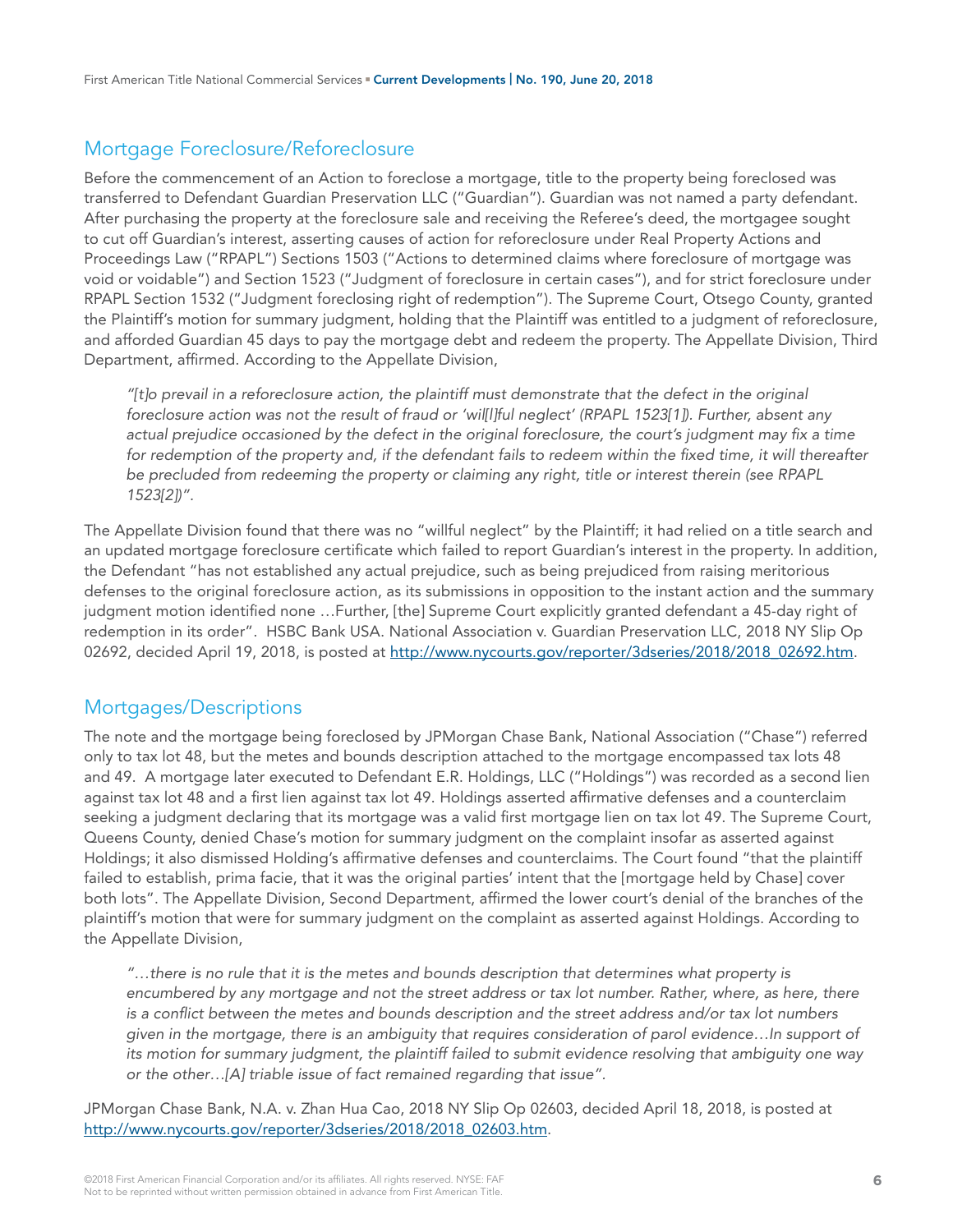## Mortgage Foreclosure/Reforeclosure

Before the commencement of an Action to foreclose a mortgage, title to the property being foreclosed was transferred to Defendant Guardian Preservation LLC ("Guardian"). Guardian was not named a party defendant. After purchasing the property at the foreclosure sale and receiving the Referee's deed, the mortgagee sought to cut off Guardian's interest, asserting causes of action for reforeclosure under Real Property Actions and Proceedings Law ("RPAPL") Sections 1503 ("Actions to determined claims where foreclosure of mortgage was void or voidable") and Section 1523 ("Judgment of foreclosure in certain cases"), and for strict foreclosure under RPAPL Section 1532 ("Judgment foreclosing right of redemption"). The Supreme Court, Otsego County, granted the Plaintiff's motion for summary judgment, holding that the Plaintiff was entitled to a judgment of reforeclosure, and afforded Guardian 45 days to pay the mortgage debt and redeem the property. The Appellate Division, Third Department, affirmed. According to the Appellate Division,

> *"[t]o prevail in a reforeclosure action, the plaintiff must demonstrate that the defect in the original foreclosure action was not the result of fraud or 'wil[l]ful neglect' (RPAPL 1523[1]). Further, absent any actual prejudice occasioned by the defect in the original foreclosure, the court's judgment may fix a time for redemption of the property and, if the defendant fails to redeem within the fixed time, it will thereafter be precluded from redeeming the property or claiming any right, title or interest therein (see RPAPL 1523[2])".*

The Appellate Division found that there was no "willful neglect" by the Plaintiff; it had relied on a title search and an updated mortgage foreclosure certificate which failed to report Guardian's interest in the property. In addition, the Defendant "has not established any actual prejudice, such as being prejudiced from raising meritorious defenses to the original foreclosure action, as its submissions in opposition to the instant action and the summary judgment motion identified none …Further, [the] Supreme Court explicitly granted defendant a 45-day right of redemption in its order". HSBC Bank USA. National Association v. Guardian Preservation LLC, 2018 NY Slip Op 02692, decided April 19, 2018, is posted at http://www.nycourts.gov/reporter/3dseries/2018/2018_02692.htm.

## Mortgages/Descriptions

The note and the mortgage being foreclosed by JPMorgan Chase Bank, National Association ("Chase") referred only to tax lot 48, but the metes and bounds description attached to the mortgage encompassed tax lots 48 and 49. A mortgage later executed to Defendant E.R. Holdings, LLC ("Holdings") was recorded as a second lien against tax lot 48 and a first lien against tax lot 49. Holdings asserted affirmative defenses and a counterclaim seeking a judgment declaring that its mortgage was a valid first mortgage lien on tax lot 49. The Supreme Court, Queens County, denied Chase's motion for summary judgment on the complaint insofar as asserted against Holdings; it also dismissed Holding's affirmative defenses and counterclaims. The Court found "that the plaintiff failed to establish, prima facie, that it was the original parties' intent that the [mortgage held by Chase] cover both lots". The Appellate Division, Second Department, affirmed the lower court's denial of the branches of the plaintiff's motion that were for summary judgment on the complaint as asserted against Holdings. According to the Appellate Division,

> *"…there is no rule that it is the metes and bounds description that determines what property is encumbered by any mortgage and not the street address or tax lot number. Rather, where, as here, there is a conflict between the metes and bounds description and the street address and/or tax lot numbers given in the mortgage, there is an ambiguity that requires consideration of parol evidence…In support of its motion for summary judgment, the plaintiff failed to submit evidence resolving that ambiguity one way or the other…[A] triable issue of fact remained regarding that issue".*

JPMorgan Chase Bank, N.A. v. Zhan Hua Cao, 2018 NY Slip Op 02603, decided April 18, 2018, is posted at http://www.nycourts.gov/reporter/3dseries/2018/2018_02603.htm.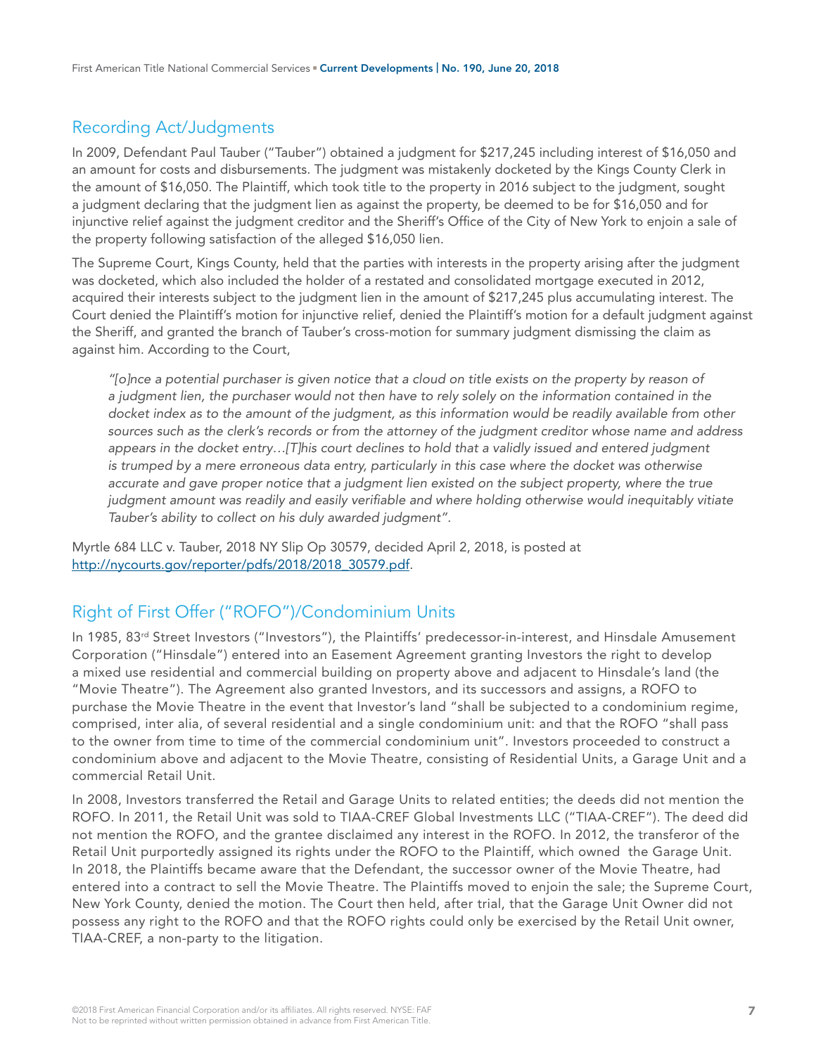## Recording Act/Judgments

In 2009, Defendant Paul Tauber ("Tauber") obtained a judgment for $217,245 including interest of $16,050 and an amount for costs and disbursements. The judgment was mistakenly docketed by the Kings County Clerk in the amount of $16,050. The Plaintiff, which took title to the property in 2016 subject to the judgment, sought a judgment declaring that the judgment lien as against the property, be deemed to be for $16,050 and for injunctive relief against the judgment creditor and the Sheriff's Office of the City of New York to enjoin a sale of the property following satisfaction of the alleged $16,050 lien.

The Supreme Court, Kings County, held that the parties with interests in the property arising after the judgment was docketed, which also included the holder of a restated and consolidated mortgage executed in 2012, acquired their interests subject to the judgment lien in the amount of $217,245 plus accumulating interest. The Court denied the Plaintiff's motion for injunctive relief, denied the Plaintiff's motion for a default judgment against the Sheriff, and granted the branch of Tauber's cross-motion for summary judgment dismissing the claim as against him. According to the Court,

> *"[o]nce a potential purchaser is given notice that a cloud on title exists on the property by reason of a judgment lien, the purchaser would not then have to rely solely on the information contained in the docket index as to the amount of the judgment, as this information would be readily available from other sources such as the clerk's records or from the attorney of the judgment creditor whose name and address appears in the docket entry…[T]his court declines to hold that a validly issued and entered judgment is trumped by a mere erroneous data entry, particularly in this case where the docket was otherwise accurate and gave proper notice that a judgment lien existed on the subject property, where the true judgment amount was readily and easily verifiable and where holding otherwise would inequitably vitiate Tauber's ability to collect on his duly awarded judgment".*

Myrtle 684 LLC v. Tauber, 2018 NY Slip Op 30579, decided April 2, 2018, is posted at http://nycourts.gov/reporter/pdfs/2018/2018_30579.pdf.

## Right of First Offer ("ROFO")/Condominium Units

In 1985, 83rd Street Investors ("Investors"), the Plaintiffs' predecessor-in-interest, and Hinsdale Amusement Corporation ("Hinsdale") entered into an Easement Agreement granting Investors the right to develop a mixed use residential and commercial building on property above and adjacent to Hinsdale's land (the "Movie Theatre"). The Agreement also granted Investors, and its successors and assigns, a ROFO to purchase the Movie Theatre in the event that Investor's land "shall be subjected to a condominium regime, comprised, inter alia, of several residential and a single condominium unit: and that the ROFO "shall pass to the owner from time to time of the commercial condominium unit". Investors proceeded to construct a condominium above and adjacent to the Movie Theatre, consisting of Residential Units, a Garage Unit and a commercial Retail Unit.

In 2008, Investors transferred the Retail and Garage Units to related entities; the deeds did not mention the ROFO. In 2011, the Retail Unit was sold to TIAA-CREF Global Investments LLC ("TIAA-CREF"). The deed did not mention the ROFO, and the grantee disclaimed any interest in the ROFO. In 2012, the transferor of the Retail Unit purportedly assigned its rights under the ROFO to the Plaintiff, which owned the Garage Unit. In 2018, the Plaintiffs became aware that the Defendant, the successor owner of the Movie Theatre, had entered into a contract to sell the Movie Theatre. The Plaintiffs moved to enjoin the sale; the Supreme Court, New York County, denied the motion. The Court then held, after trial, that the Garage Unit Owner did not possess any right to the ROFO and that the ROFO rights could only be exercised by the Retail Unit owner, TIAA-CREF, a non-party to the litigation.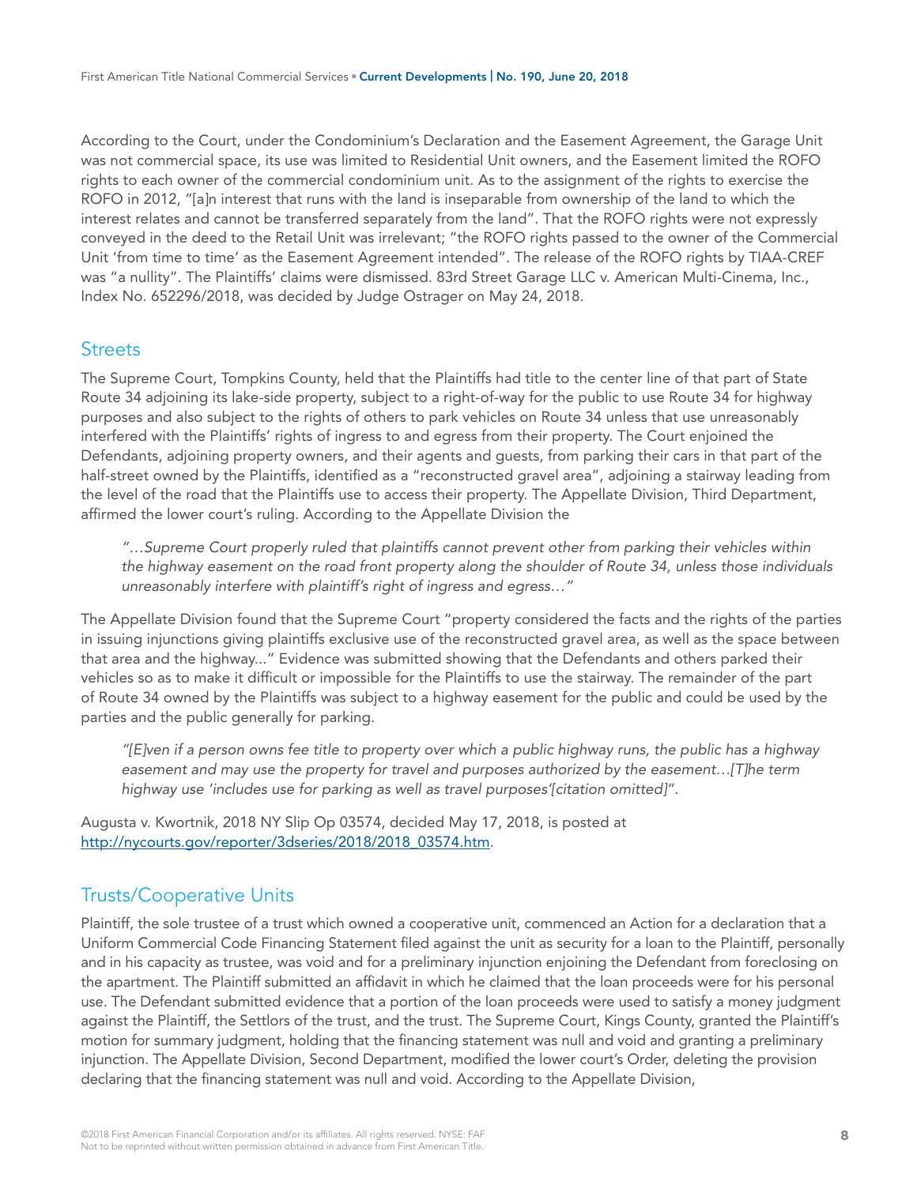According to the Court, under the Condominium's Declaration and the Easement Agreement, the Garage Unit was not commercial space, its use was limited to Residential Unit owners, and the Easement limited the ROFO rights to each owner of the commercial condominium unit. As to the assignment of the rights to exercise the ROFO in 2012, "[a]n interest that runs with the land is inseparable from ownership of the land to which the interest relates and cannot be transferred separately from the land". That the ROFO rights were not expressly conveyed in the deed to the Retail Unit was irrelevant; "the ROFO rights passed to the owner of the Commercial Unit 'from time to time' as the Easement Agreement intended". The release of the ROFO rights by TIAA-CREF was "a nullity". The Plaintiffs' claims were dismissed. 83rd Street Garage LLC v. American Multi-Cinema, Inc., Index No. 652296/2018, was decided by Judge Ostrager on May 24, 2018.

## Streets

The Supreme Court, Tompkins County, held that the Plaintiffs had title to the center line of that part of State Route 34 adjoining its lake-side property, subject to a right-of-way for the public to use Route 34 for highway purposes and also subject to the rights of others to park vehicles on Route 34 unless that use unreasonably interfered with the Plaintiffs' rights of ingress to and egress from their property. The Court enjoined the Defendants, adjoining property owners, and their agents and guests, from parking their cars in that part of the half-street owned by the Plaintiffs, identified as a "reconstructed gravel area", adjoining a stairway leading from the level of the road that the Plaintiffs use to access their property. The Appellate Division, Third Department, affirmed the lower court's ruling. According to the Appellate Division the

> *"…Supreme Court properly ruled that plaintiffs cannot prevent other from parking their vehicles within the highway easement on the road front property along the shoulder of Route 34, unless those individuals unreasonably interfere with plaintiff's right of ingress and egress…"*

The Appellate Division found that the Supreme Court "property considered the facts and the rights of the parties in issuing injunctions giving plaintiffs exclusive use of the reconstructed gravel area, as well as the space between that area and the highway..." Evidence was submitted showing that the Defendants and others parked their vehicles so as to make it difficult or impossible for the Plaintiffs to use the stairway. The remainder of the part of Route 34 owned by the Plaintiffs was subject to a highway easement for the public and could be used by the parties and the public generally for parking.

> *"[E]ven if a person owns fee title to property over which a public highway runs, the public has a highway easement and may use the property for travel and purposes authorized by the easement…[T]he term highway use 'includes use for parking as well as travel purposes'[citation omitted]".*

Augusta v. Kwortnik, 2018 NY Slip Op 03574, decided May 17, 2018, is posted at http://nycourts.gov/reporter/3dseries/2018/2018_03574.htm.

## Trusts/Cooperative Units

Plaintiff, the sole trustee of a trust which owned a cooperative unit, commenced an Action for a declaration that a Uniform Commercial Code Financing Statement filed against the unit as security for a loan to the Plaintiff, personally and in his capacity as trustee, was void and for a preliminary injunction enjoining the Defendant from foreclosing on the apartment. The Plaintiff submitted an affidavit in which he claimed that the loan proceeds were for his personal use. The Defendant submitted evidence that a portion of the loan proceeds were used to satisfy a money judgment against the Plaintiff, the Settlors of the trust, and the trust. The Supreme Court, Kings County, granted the Plaintiff's motion for summary judgment, holding that the financing statement was null and void and granting a preliminary injunction. The Appellate Division, Second Department, modified the lower court's Order, deleting the provision declaring that the financing statement was null and void. According to the Appellate Division,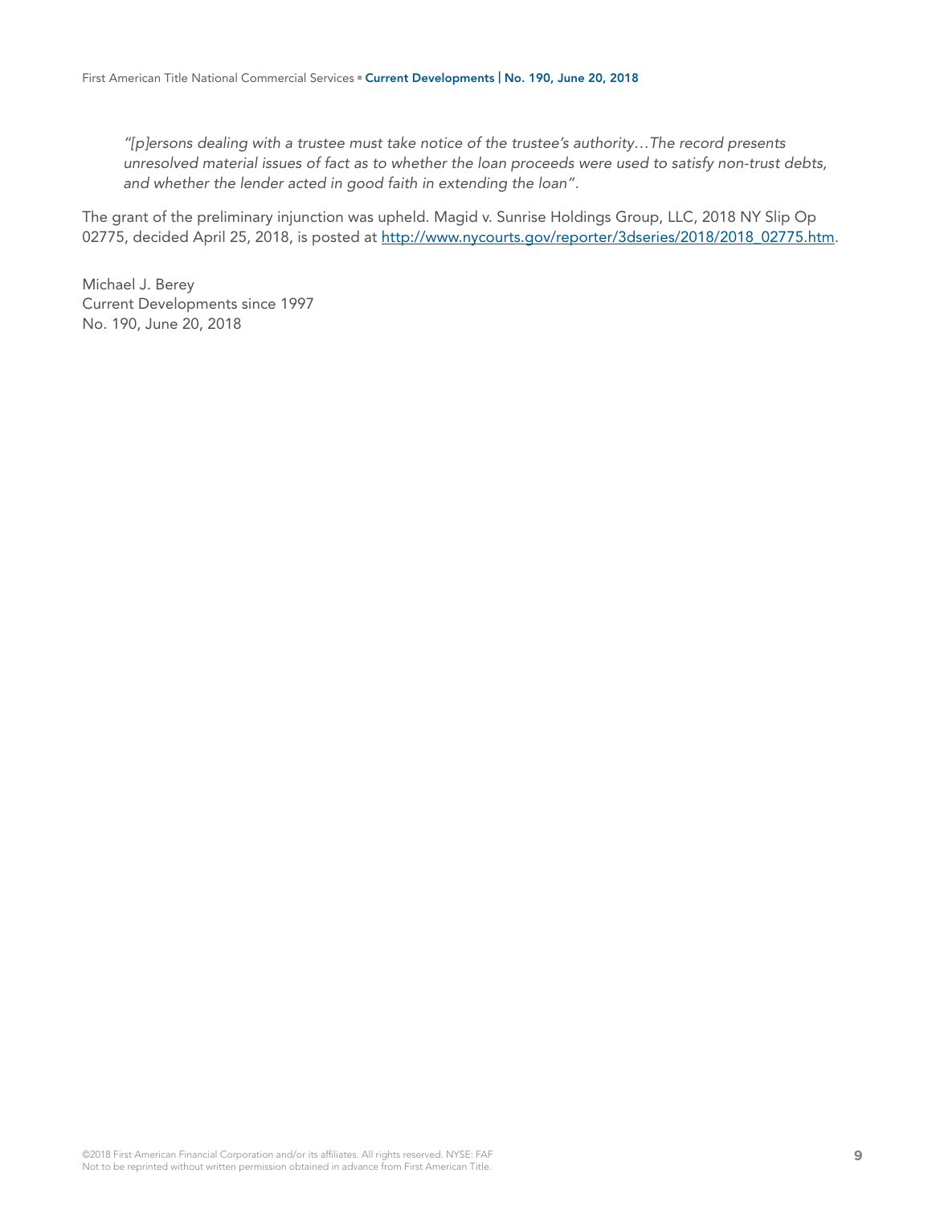*"[p]ersons dealing with a trustee must take notice of the trustee's authority…The record presents unresolved material issues of fact as to whether the loan proceeds were used to satisfy non-trust debts, and whether the lender acted in good faith in extending the loan".*

The grant of the preliminary injunction was upheld. Magid v. Sunrise Holdings Group, LLC, 2018 NY Slip Op 02775, decided April 25, 2018, is posted at http://www.nycourts.gov/reporter/3dseries/2018/2018_02775.htm.

Michael J. Berey  
Current Developments since 1997  
No. 190, June 20, 2018